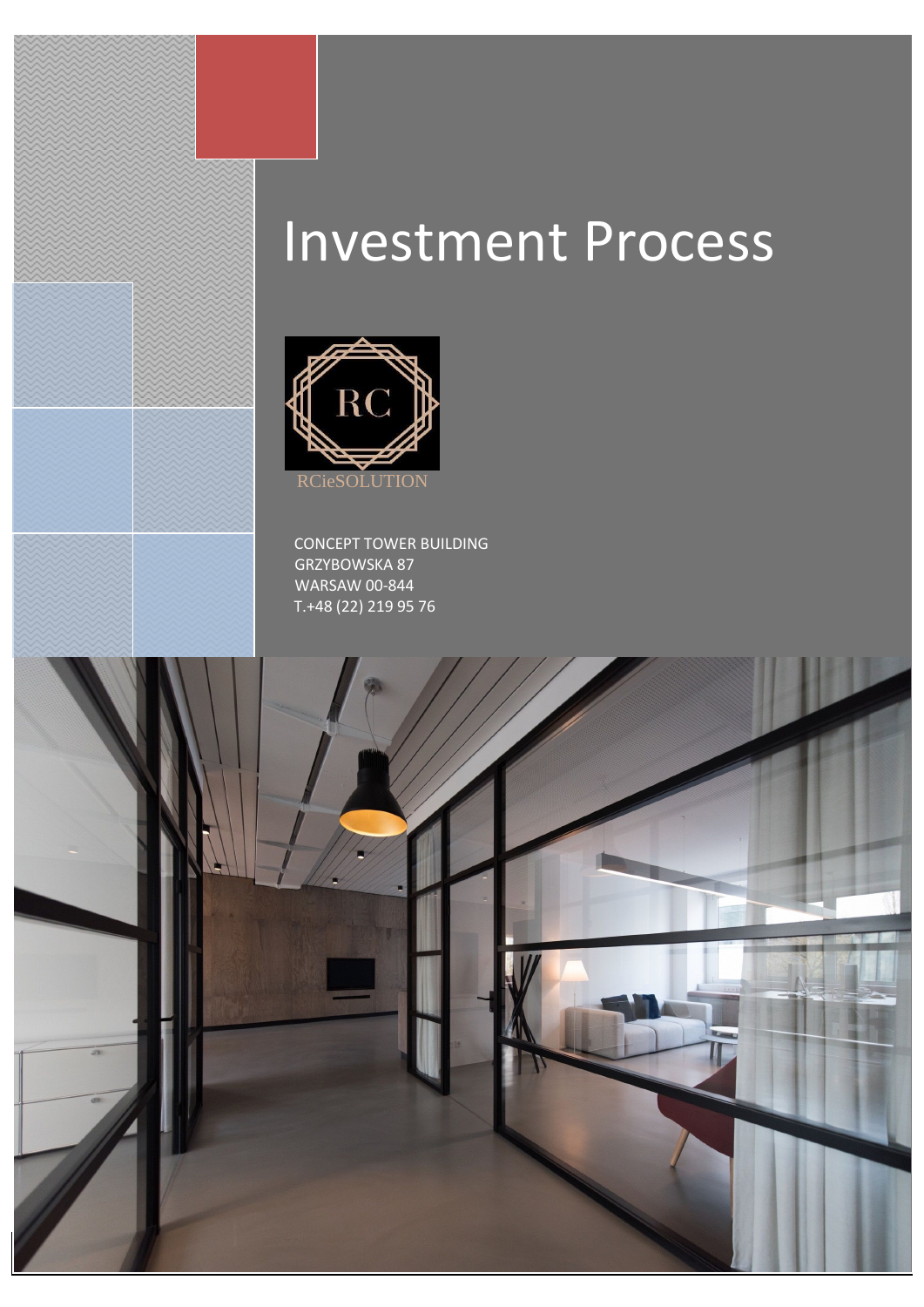# Investment Process

RCieSOLUTION

CONCEPT TOWER BUILDING
GRZYBOWSKA 87
WARSAW 00-844
T.+48 (22) 219 95 76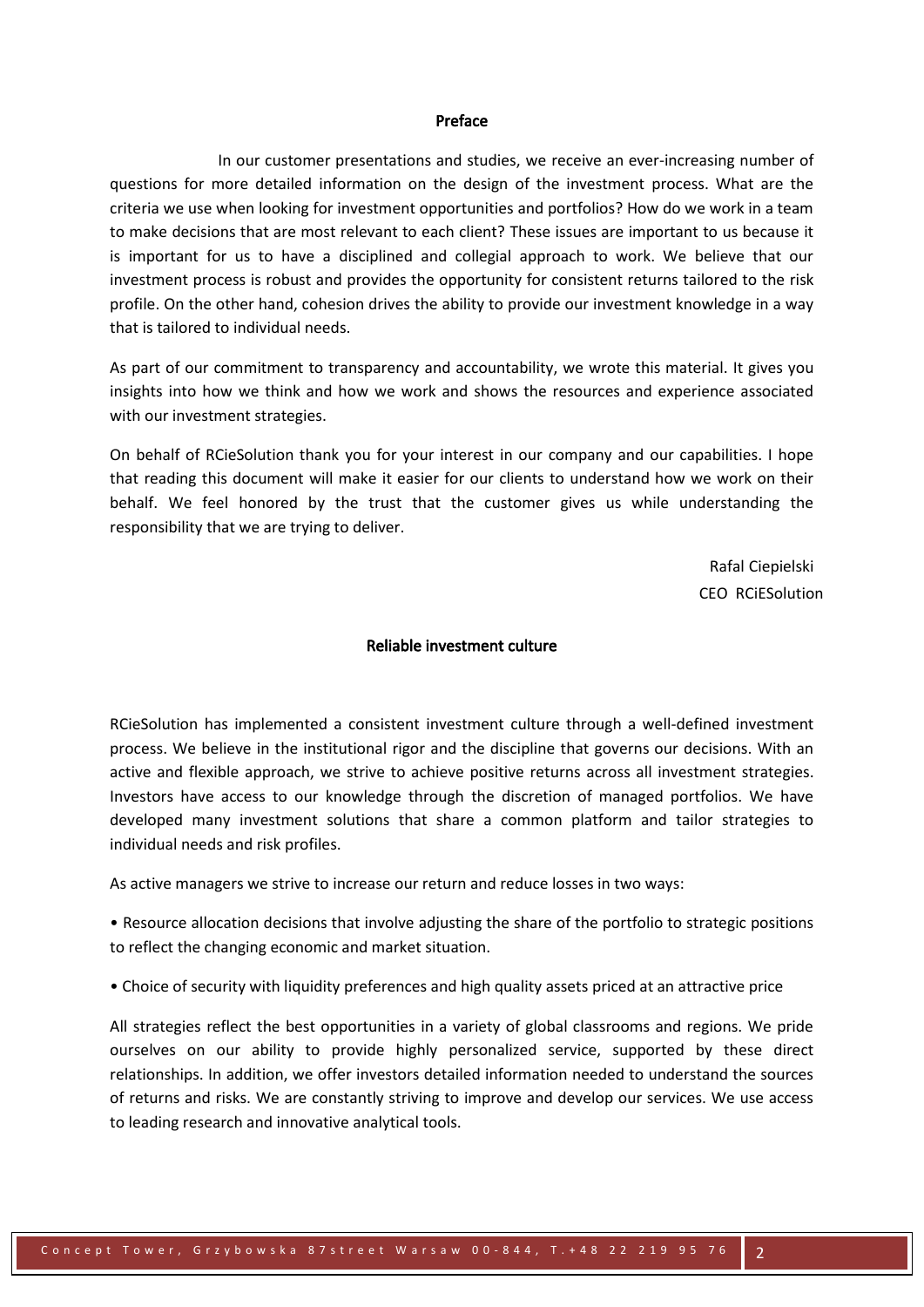## Preface

In our customer presentations and studies, we receive an ever-increasing number of questions for more detailed information on the design of the investment process. What are the criteria we use when looking for investment opportunities and portfolios? How do we work in a team to make decisions that are most relevant to each client? These issues are important to us because it is important for us to have a disciplined and collegial approach to work. We believe that our investment process is robust and provides the opportunity for consistent returns tailored to the risk profile. On the other hand, cohesion drives the ability to provide our investment knowledge in a way that is tailored to individual needs.

As part of our commitment to transparency and accountability, we wrote this material. It gives you insights into how we think and how we work and shows the resources and experience associated with our investment strategies.

On behalf of RCieSolution thank you for your interest in our company and our capabilities. I hope that reading this document will make it easier for our clients to understand how we work on their behalf. We feel honored by the trust that the customer gives us while understanding the responsibility that we are trying to deliver.

Rafal Ciepielski
CEO RCiESolution

## Reliable investment culture

RCieSolution has implemented a consistent investment culture through a well-defined investment process. We believe in the institutional rigor and the discipline that governs our decisions. With an active and flexible approach, we strive to achieve positive returns across all investment strategies. Investors have access to our knowledge through the discretion of managed portfolios. We have developed many investment solutions that share a common platform and tailor strategies to individual needs and risk profiles.

As active managers we strive to increase our return and reduce losses in two ways:

- Resource allocation decisions that involve adjusting the share of the portfolio to strategic positions to reflect the changing economic and market situation.
- Choice of security with liquidity preferences and high quality assets priced at an attractive price

All strategies reflect the best opportunities in a variety of global classrooms and regions. We pride ourselves on our ability to provide highly personalized service, supported by these direct relationships. In addition, we offer investors detailed information needed to understand the sources of returns and risks. We are constantly striving to improve and develop our services. We use access to leading research and innovative analytical tools.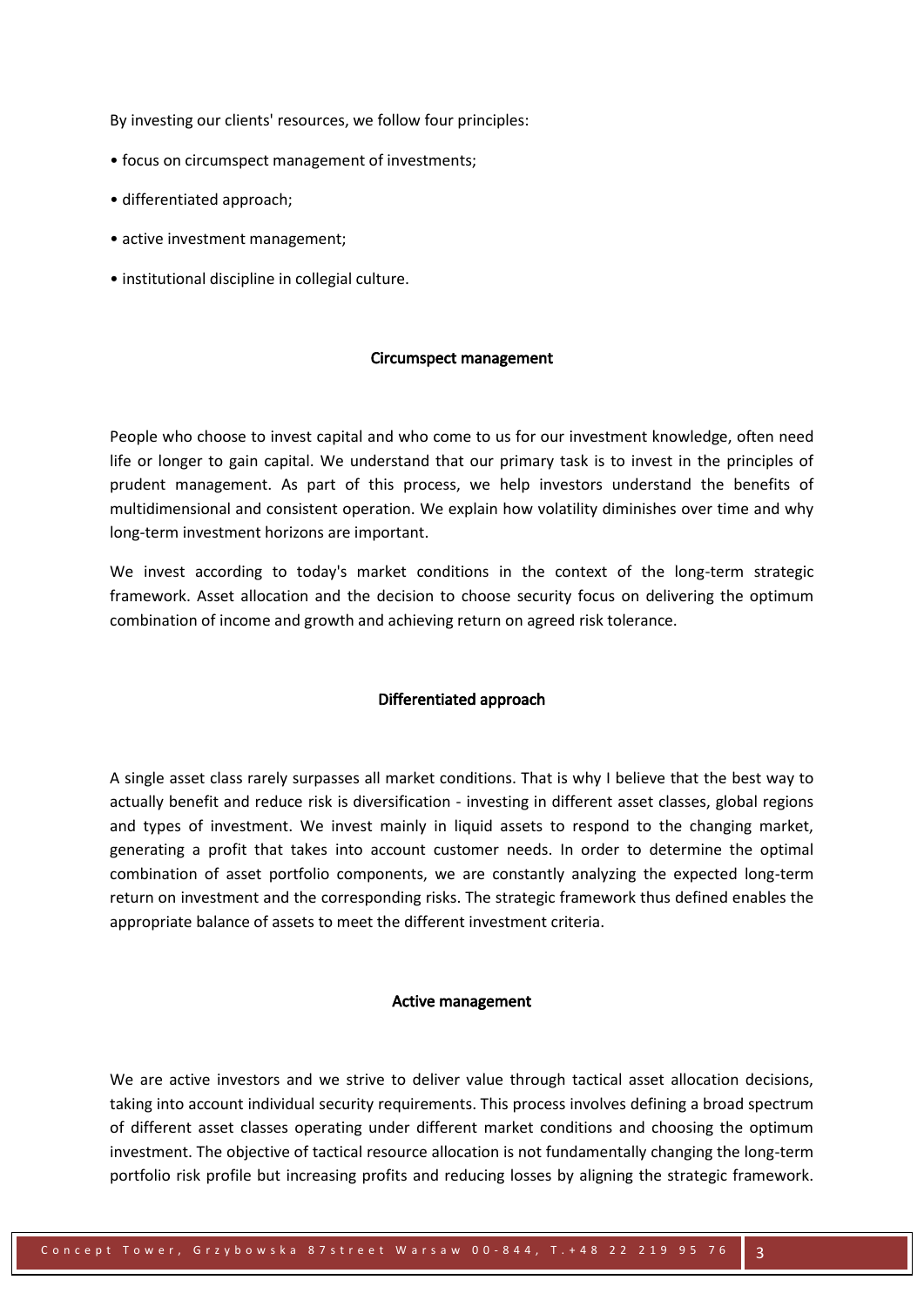By investing our clients' resources, we follow four principles:

- focus on circumspect management of investments;
- differentiated approach;
- active investment management;
- institutional discipline in collegial culture.

## Circumspect management

People who choose to invest capital and who come to us for our investment knowledge, often need life or longer to gain capital. We understand that our primary task is to invest in the principles of prudent management. As part of this process, we help investors understand the benefits of multidimensional and consistent operation. We explain how volatility diminishes over time and why long-term investment horizons are important.

We invest according to today's market conditions in the context of the long-term strategic framework. Asset allocation and the decision to choose security focus on delivering the optimum combination of income and growth and achieving return on agreed risk tolerance.

## Differentiated approach

A single asset class rarely surpasses all market conditions. That is why I believe that the best way to actually benefit and reduce risk is diversification - investing in different asset classes, global regions and types of investment. We invest mainly in liquid assets to respond to the changing market, generating a profit that takes into account customer needs. In order to determine the optimal combination of asset portfolio components, we are constantly analyzing the expected long-term return on investment and the corresponding risks. The strategic framework thus defined enables the appropriate balance of assets to meet the different investment criteria.

## Active management

We are active investors and we strive to deliver value through tactical asset allocation decisions, taking into account individual security requirements. This process involves defining a broad spectrum of different asset classes operating under different market conditions and choosing the optimum investment. The objective of tactical resource allocation is not fundamentally changing the long-term portfolio risk profile but increasing profits and reducing losses by aligning the strategic framework.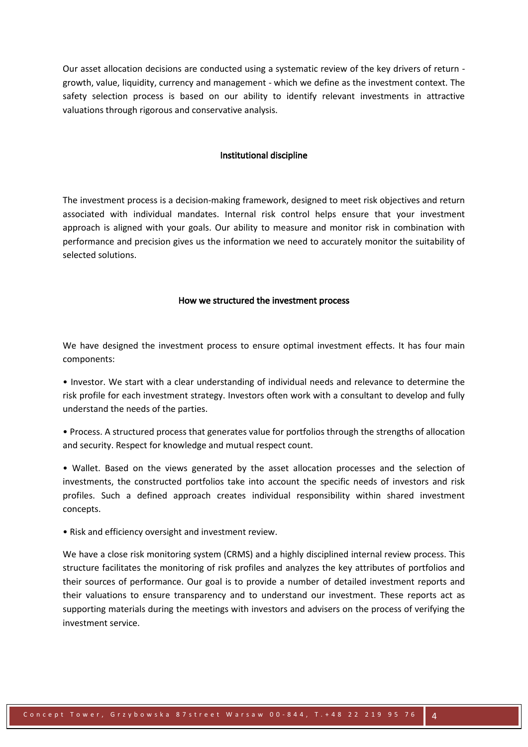Our asset allocation decisions are conducted using a systematic review of the key drivers of return - growth, value, liquidity, currency and management - which we define as the investment context. The safety selection process is based on our ability to identify relevant investments in attractive valuations through rigorous and conservative analysis.

## Institutional discipline

The investment process is a decision-making framework, designed to meet risk objectives and return associated with individual mandates. Internal risk control helps ensure that your investment approach is aligned with your goals. Our ability to measure and monitor risk in combination with performance and precision gives us the information we need to accurately monitor the suitability of selected solutions.

## How we structured the investment process

We have designed the investment process to ensure optimal investment effects. It has four main components:

- Investor. We start with a clear understanding of individual needs and relevance to determine the risk profile for each investment strategy. Investors often work with a consultant to develop and fully understand the needs of the parties.

- Process. A structured process that generates value for portfolios through the strengths of allocation and security. Respect for knowledge and mutual respect count.

- Wallet. Based on the views generated by the asset allocation processes and the selection of investments, the constructed portfolios take into account the specific needs of investors and risk profiles. Such a defined approach creates individual responsibility within shared investment concepts.

- Risk and efficiency oversight and investment review.

We have a close risk monitoring system (CRMS) and a highly disciplined internal review process. This structure facilitates the monitoring of risk profiles and analyzes the key attributes of portfolios and their sources of performance. Our goal is to provide a number of detailed investment reports and their valuations to ensure transparency and to understand our investment. These reports act as supporting materials during the meetings with investors and advisers on the process of verifying the investment service.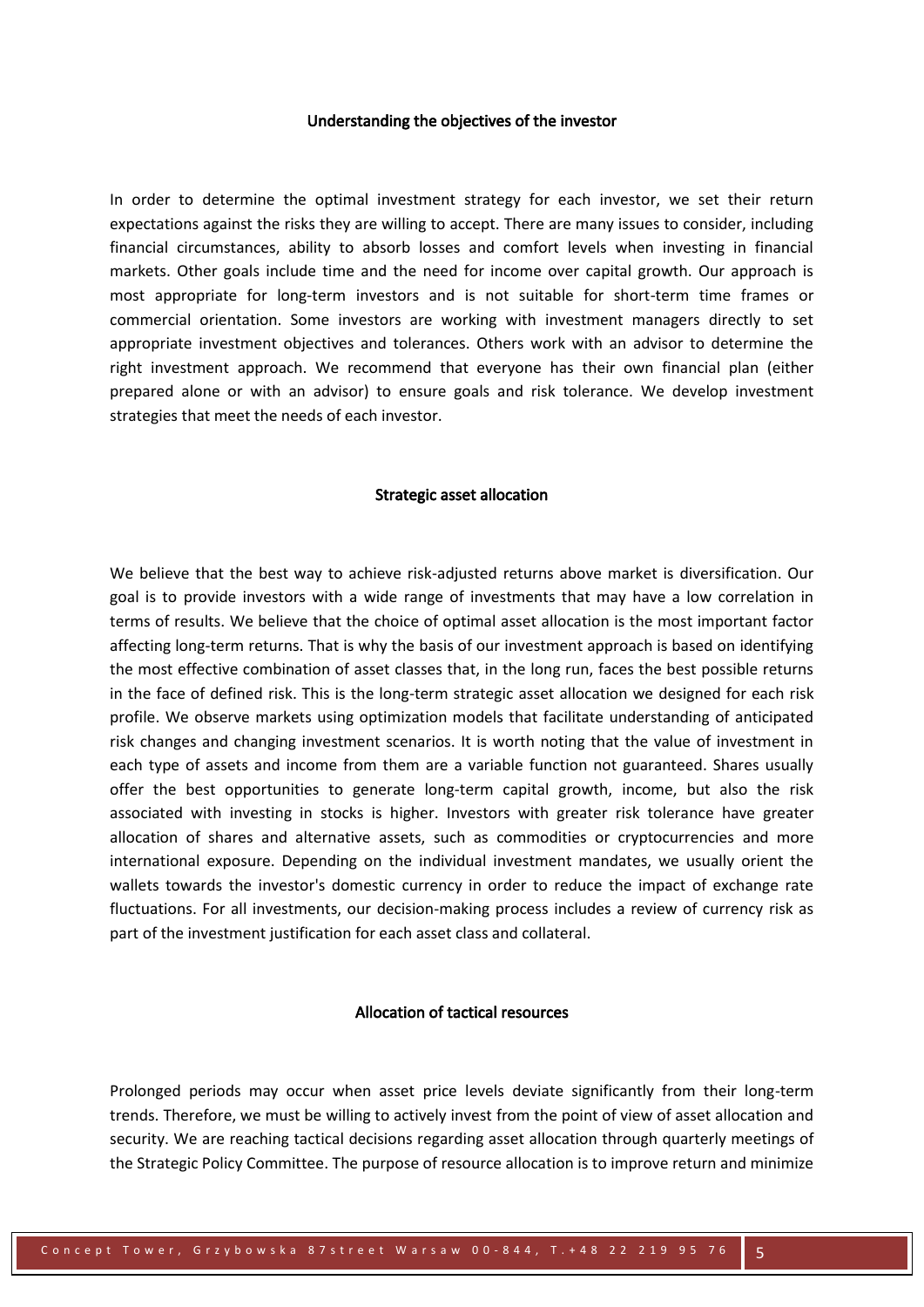## Understanding the objectives of the investor

In order to determine the optimal investment strategy for each investor, we set their return expectations against the risks they are willing to accept. There are many issues to consider, including financial circumstances, ability to absorb losses and comfort levels when investing in financial markets. Other goals include time and the need for income over capital growth. Our approach is most appropriate for long-term investors and is not suitable for short-term time frames or commercial orientation. Some investors are working with investment managers directly to set appropriate investment objectives and tolerances. Others work with an advisor to determine the right investment approach. We recommend that everyone has their own financial plan (either prepared alone or with an advisor) to ensure goals and risk tolerance. We develop investment strategies that meet the needs of each investor.

## Strategic asset allocation

We believe that the best way to achieve risk-adjusted returns above market is diversification. Our goal is to provide investors with a wide range of investments that may have a low correlation in terms of results. We believe that the choice of optimal asset allocation is the most important factor affecting long-term returns. That is why the basis of our investment approach is based on identifying the most effective combination of asset classes that, in the long run, faces the best possible returns in the face of defined risk. This is the long-term strategic asset allocation we designed for each risk profile. We observe markets using optimization models that facilitate understanding of anticipated risk changes and changing investment scenarios. It is worth noting that the value of investment in each type of assets and income from them are a variable function not guaranteed. Shares usually offer the best opportunities to generate long-term capital growth, income, but also the risk associated with investing in stocks is higher. Investors with greater risk tolerance have greater allocation of shares and alternative assets, such as commodities or cryptocurrencies and more international exposure. Depending on the individual investment mandates, we usually orient the wallets towards the investor's domestic currency in order to reduce the impact of exchange rate fluctuations. For all investments, our decision-making process includes a review of currency risk as part of the investment justification for each asset class and collateral.

## Allocation of tactical resources

Prolonged periods may occur when asset price levels deviate significantly from their long-term trends. Therefore, we must be willing to actively invest from the point of view of asset allocation and security. We are reaching tactical decisions regarding asset allocation through quarterly meetings of the Strategic Policy Committee. The purpose of resource allocation is to improve return and minimize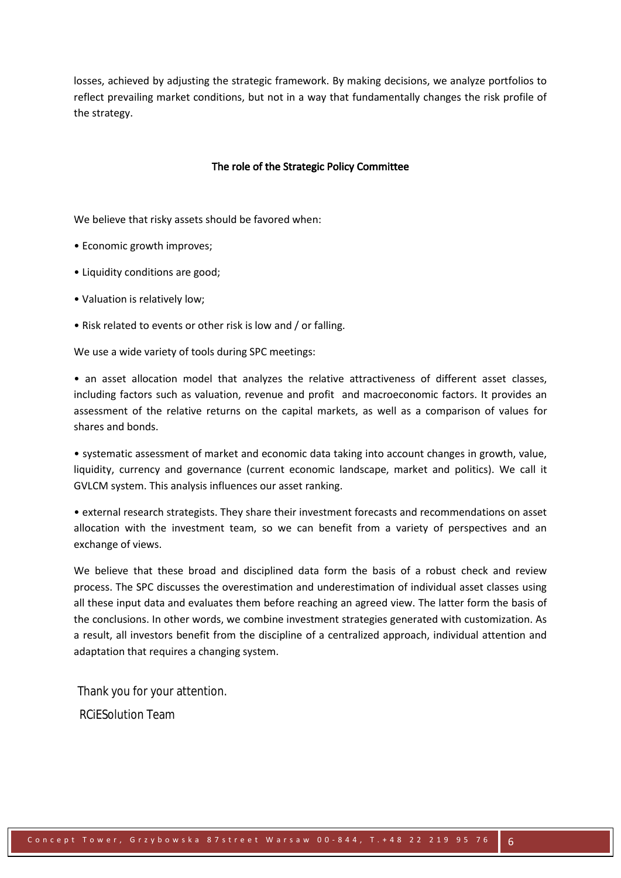losses, achieved by adjusting the strategic framework. By making decisions, we analyze portfolios to reflect prevailing market conditions, but not in a way that fundamentally changes the risk profile of the strategy.

## The role of the Strategic Policy Committee

We believe that risky assets should be favored when:

- Economic growth improves;
- Liquidity conditions are good;
- Valuation is relatively low;
- Risk related to events or other risk is low and / or falling.

We use a wide variety of tools during SPC meetings:

- an asset allocation model that analyzes the relative attractiveness of different asset classes, including factors such as valuation, revenue and profit and macroeconomic factors. It provides an assessment of the relative returns on the capital markets, as well as a comparison of values for shares and bonds.
- systematic assessment of market and economic data taking into account changes in growth, value, liquidity, currency and governance (current economic landscape, market and politics). We call it GVLCM system. This analysis influences our asset ranking.
- external research strategists. They share their investment forecasts and recommendations on asset allocation with the investment team, so we can benefit from a variety of perspectives and an exchange of views.

We believe that these broad and disciplined data form the basis of a robust check and review process. The SPC discusses the overestimation and underestimation of individual asset classes using all these input data and evaluates them before reaching an agreed view. The latter form the basis of the conclusions. In other words, we combine investment strategies generated with customization. As a result, all investors benefit from the discipline of a centralized approach, individual attention and adaptation that requires a changing system.

Thank you for your attention.

RCiESolution Team